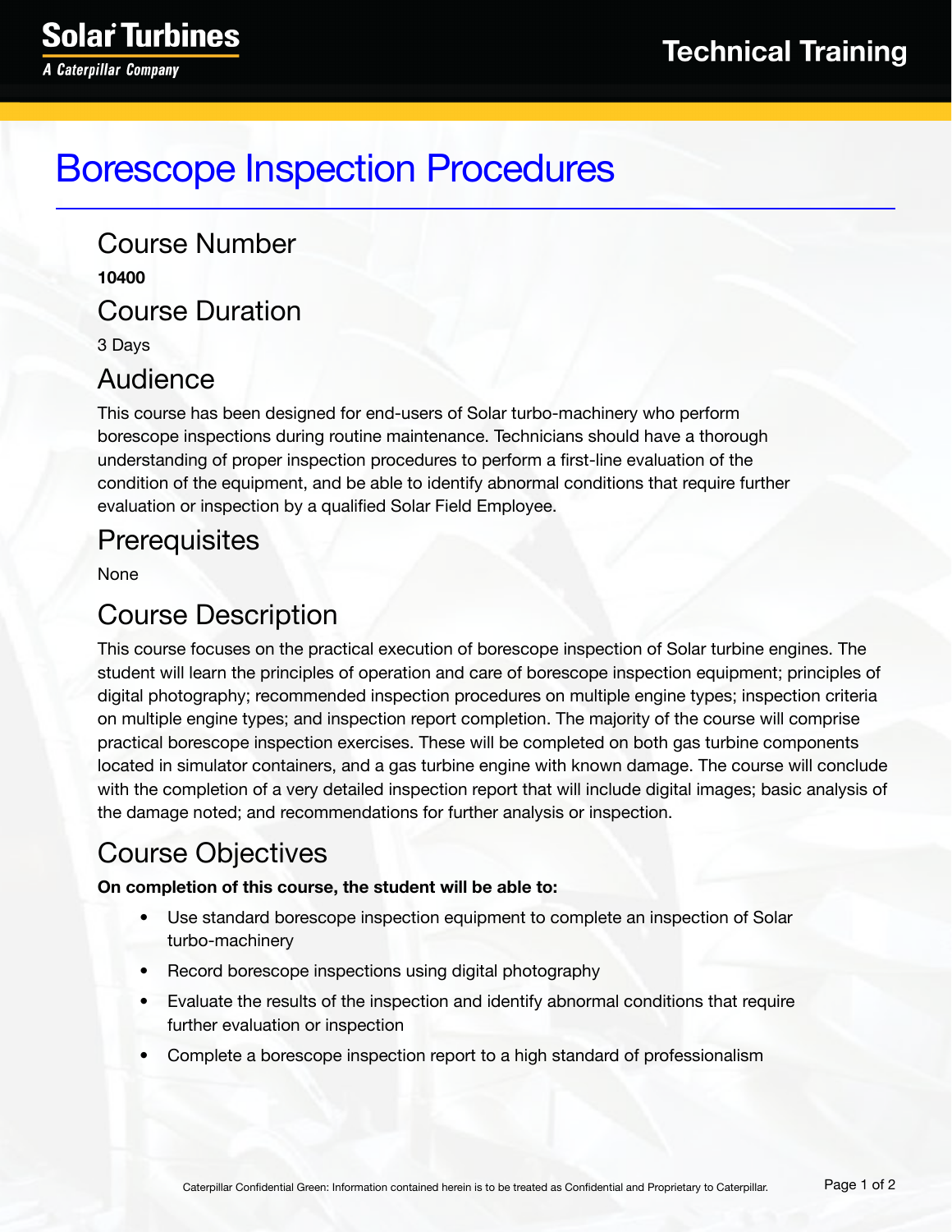# Borescope Inspection Procedures

## Course Number

**10400**

## Course Duration

3 Days

## Audience

This course has been designed for end-users of Solar turbo-machinery who perform borescope inspections during routine maintenance. Technicians should have a thorough understanding of proper inspection procedures to perform a first-line evaluation of the condition of the equipment, and be able to identify abnormal conditions that require further evaluation or inspection by a qualified Solar Field Employee.

## Prerequisites

None

## Course Description

This course focuses on the practical execution of borescope inspection of Solar turbine engines. The student will learn the principles of operation and care of borescope inspection equipment; principles of digital photography; recommended inspection procedures on multiple engine types; inspection criteria on multiple engine types; and inspection report completion. The majority of the course will comprise practical borescope inspection exercises. These will be completed on both gas turbine components located in simulator containers, and a gas turbine engine with known damage. The course will conclude with the completion of a very detailed inspection report that will include digital images; basic analysis of the damage noted; and recommendations for further analysis or inspection.

## Course Objectives

**On completion of this course, the student will be able to:**

- Use standard borescope inspection equipment to complete an inspection of Solar turbo-machinery
- Record borescope inspections using digital photography
- Evaluate the results of the inspection and identify abnormal conditions that require further evaluation or inspection
- Complete a borescope inspection report to a high standard of professionalism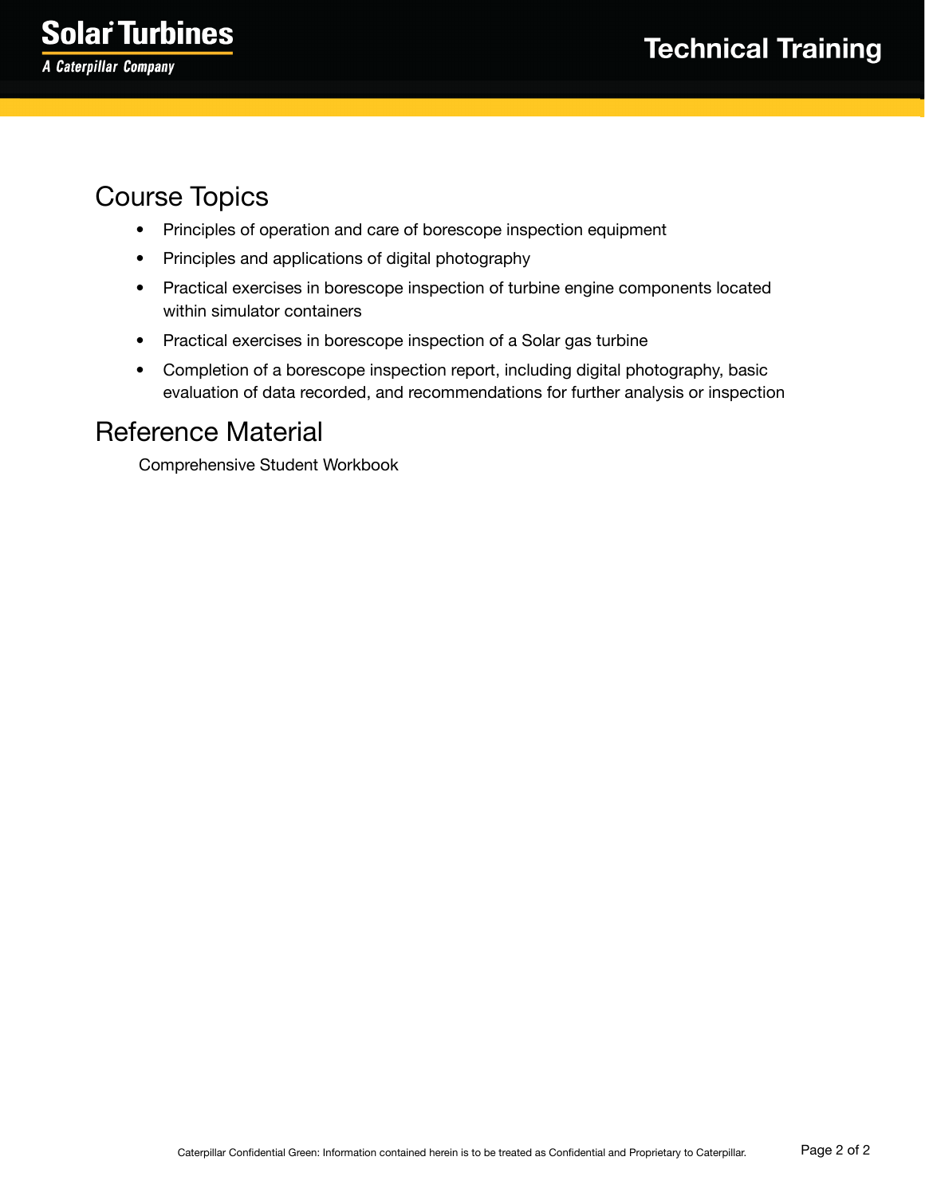## Course Topics

- Principles of operation and care of borescope inspection equipment
- Principles and applications of digital photography
- Practical exercises in borescope inspection of turbine engine components located within simulator containers
- Practical exercises in borescope inspection of a Solar gas turbine
- Completion of a borescope inspection report, including digital photography, basic evaluation of data recorded, and recommendations for further analysis or inspection

## Reference Material

Comprehensive Student Workbook